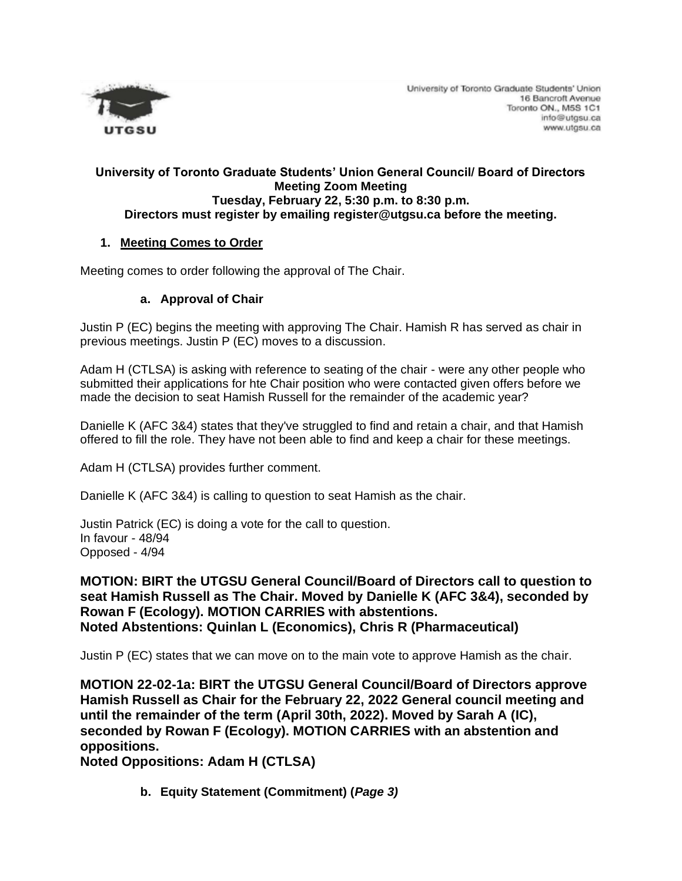University of Toronto Graduate Students' Union
16 Bancroft Avenue
Toronto ON., M5S 1C1
info@utgsu.ca
www.utgsu.ca

**University of Toronto Graduate Students' Union General Council/ Board of Directors Meeting Zoom Meeting**
**Tuesday, February 22, 5:30 p.m. to 8:30 p.m.**
**Directors must register by emailing register@utgsu.ca before the meeting.**

## 1. Meeting Comes to Order

Meeting comes to order following the approval of The Chair.

### a. Approval of Chair

Justin P (EC) begins the meeting with approving The Chair. Hamish R has served as chair in previous meetings. Justin P (EC) moves to a discussion.

Adam H (CTLSA) is asking with reference to seating of the chair - were any other people who submitted their applications for hte Chair position who were contacted given offers before we made the decision to seat Hamish Russell for the remainder of the academic year?

Danielle K (AFC 3&4) states that they've struggled to find and retain a chair, and that Hamish offered to fill the role. They have not been able to find and keep a chair for these meetings.

Adam H (CTLSA) provides further comment.

Danielle K (AFC 3&4) is calling to question to seat Hamish as the chair.

Justin Patrick (EC) is doing a vote for the call to question.
In favour - 48/94
Opposed - 4/94

**MOTION: BIRT the UTGSU General Council/Board of Directors call to question to seat Hamish Russell as The Chair. Moved by Danielle K (AFC 3&4), seconded by Rowan F (Ecology). MOTION CARRIES with abstentions.**
**Noted Abstentions: Quinlan L (Economics), Chris R (Pharmaceutical)**

Justin P (EC) states that we can move on to the main vote to approve Hamish as the chair.

**MOTION 22-02-1a: BIRT the UTGSU General Council/Board of Directors approve Hamish Russell as Chair for the February 22, 2022 General council meeting and until the remainder of the term (April 30th, 2022). Moved by Sarah A (IC), seconded by Rowan F (Ecology). MOTION CARRIES with an abstention and oppositions.**
**Noted Oppositions: Adam H (CTLSA)**

### b. Equity Statement (Commitment) (*Page 3)*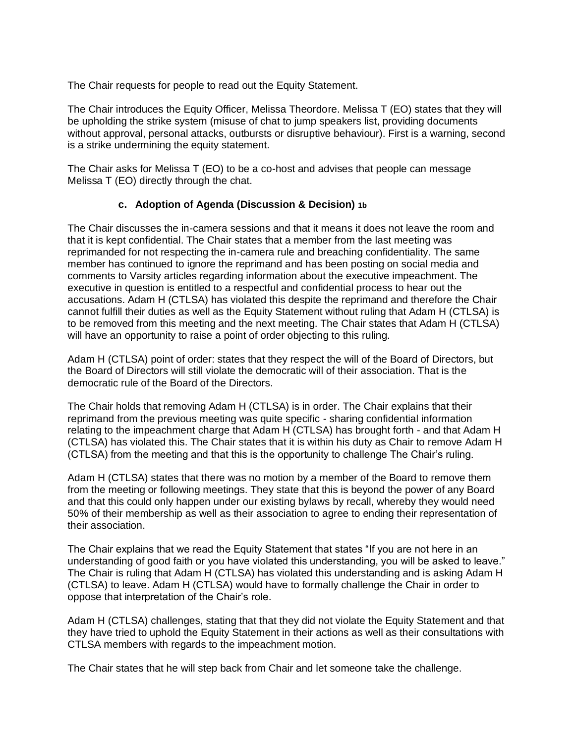The Chair requests for people to read out the Equity Statement.

The Chair introduces the Equity Officer, Melissa Theordore. Melissa T (EO) states that they will be upholding the strike system (misuse of chat to jump speakers list, providing documents without approval, personal attacks, outbursts or disruptive behaviour). First is a warning, second is a strike undermining the equity statement.

The Chair asks for Melissa T (EO) to be a co-host and advises that people can message Melissa T (EO) directly through the chat.

### c. Adoption of Agenda (Discussion & Decision) 1b

The Chair discusses the in-camera sessions and that it means it does not leave the room and that it is kept confidential. The Chair states that a member from the last meeting was reprimanded for not respecting the in-camera rule and breaching confidentiality. The same member has continued to ignore the reprimand and has been posting on social media and comments to Varsity articles regarding information about the executive impeachment. The executive in question is entitled to a respectful and confidential process to hear out the accusations. Adam H (CTLSA) has violated this despite the reprimand and therefore the Chair cannot fulfill their duties as well as the Equity Statement without ruling that Adam H (CTLSA) is to be removed from this meeting and the next meeting. The Chair states that Adam H (CTLSA) will have an opportunity to raise a point of order objecting to this ruling.

Adam H (CTLSA) point of order: states that they respect the will of the Board of Directors, but the Board of Directors will still violate the democratic will of their association. That is the democratic rule of the Board of the Directors.

The Chair holds that removing Adam H (CTLSA) is in order. The Chair explains that their reprimand from the previous meeting was quite specific - sharing confidential information relating to the impeachment charge that Adam H (CTLSA) has brought forth - and that Adam H (CTLSA) has violated this. The Chair states that it is within his duty as Chair to remove Adam H (CTLSA) from the meeting and that this is the opportunity to challenge The Chair's ruling.

Adam H (CTLSA) states that there was no motion by a member of the Board to remove them from the meeting or following meetings. They state that this is beyond the power of any Board and that this could only happen under our existing bylaws by recall, whereby they would need 50% of their membership as well as their association to agree to ending their representation of their association.

The Chair explains that we read the Equity Statement that states "If you are not here in an understanding of good faith or you have violated this understanding, you will be asked to leave." The Chair is ruling that Adam H (CTLSA) has violated this understanding and is asking Adam H (CTLSA) to leave. Adam H (CTLSA) would have to formally challenge the Chair in order to oppose that interpretation of the Chair's role.

Adam H (CTLSA) challenges, stating that that they did not violate the Equity Statement and that they have tried to uphold the Equity Statement in their actions as well as their consultations with CTLSA members with regards to the impeachment motion.

The Chair states that he will step back from Chair and let someone take the challenge.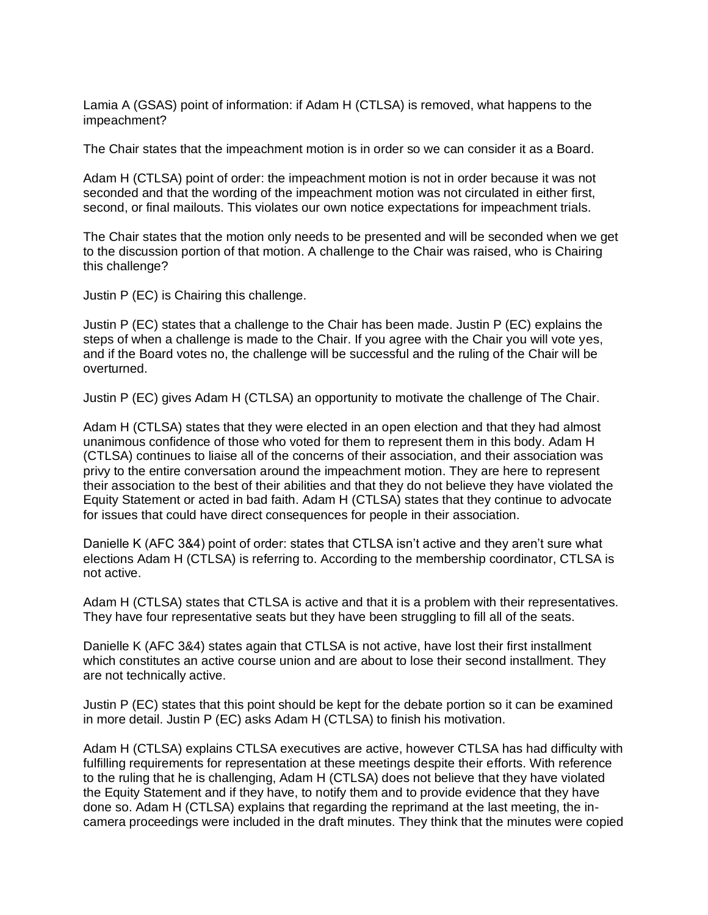Lamia A (GSAS) point of information: if Adam H (CTLSA) is removed, what happens to the impeachment?

The Chair states that the impeachment motion is in order so we can consider it as a Board.

Adam H (CTLSA) point of order: the impeachment motion is not in order because it was not seconded and that the wording of the impeachment motion was not circulated in either first, second, or final mailouts. This violates our own notice expectations for impeachment trials.

The Chair states that the motion only needs to be presented and will be seconded when we get to the discussion portion of that motion. A challenge to the Chair was raised, who is Chairing this challenge?

Justin P (EC) is Chairing this challenge.

Justin P (EC) states that a challenge to the Chair has been made. Justin P (EC) explains the steps of when a challenge is made to the Chair. If you agree with the Chair you will vote yes, and if the Board votes no, the challenge will be successful and the ruling of the Chair will be overturned.

Justin P (EC) gives Adam H (CTLSA) an opportunity to motivate the challenge of The Chair.

Adam H (CTLSA) states that they were elected in an open election and that they had almost unanimous confidence of those who voted for them to represent them in this body. Adam H (CTLSA) continues to liaise all of the concerns of their association, and their association was privy to the entire conversation around the impeachment motion. They are here to represent their association to the best of their abilities and that they do not believe they have violated the Equity Statement or acted in bad faith. Adam H (CTLSA) states that they continue to advocate for issues that could have direct consequences for people in their association.

Danielle K (AFC 3&4) point of order: states that CTLSA isn't active and they aren't sure what elections Adam H (CTLSA) is referring to. According to the membership coordinator, CTLSA is not active.

Adam H (CTLSA) states that CTLSA is active and that it is a problem with their representatives. They have four representative seats but they have been struggling to fill all of the seats.

Danielle K (AFC 3&4) states again that CTLSA is not active, have lost their first installment which constitutes an active course union and are about to lose their second installment. They are not technically active.

Justin P (EC) states that this point should be kept for the debate portion so it can be examined in more detail. Justin P (EC) asks Adam H (CTLSA) to finish his motivation.

Adam H (CTLSA) explains CTLSA executives are active, however CTLSA has had difficulty with fulfilling requirements for representation at these meetings despite their efforts. With reference to the ruling that he is challenging, Adam H (CTLSA) does not believe that they have violated the Equity Statement and if they have, to notify them and to provide evidence that they have done so. Adam H (CTLSA) explains that regarding the reprimand at the last meeting, the in-camera proceedings were included in the draft minutes. They think that the minutes were copied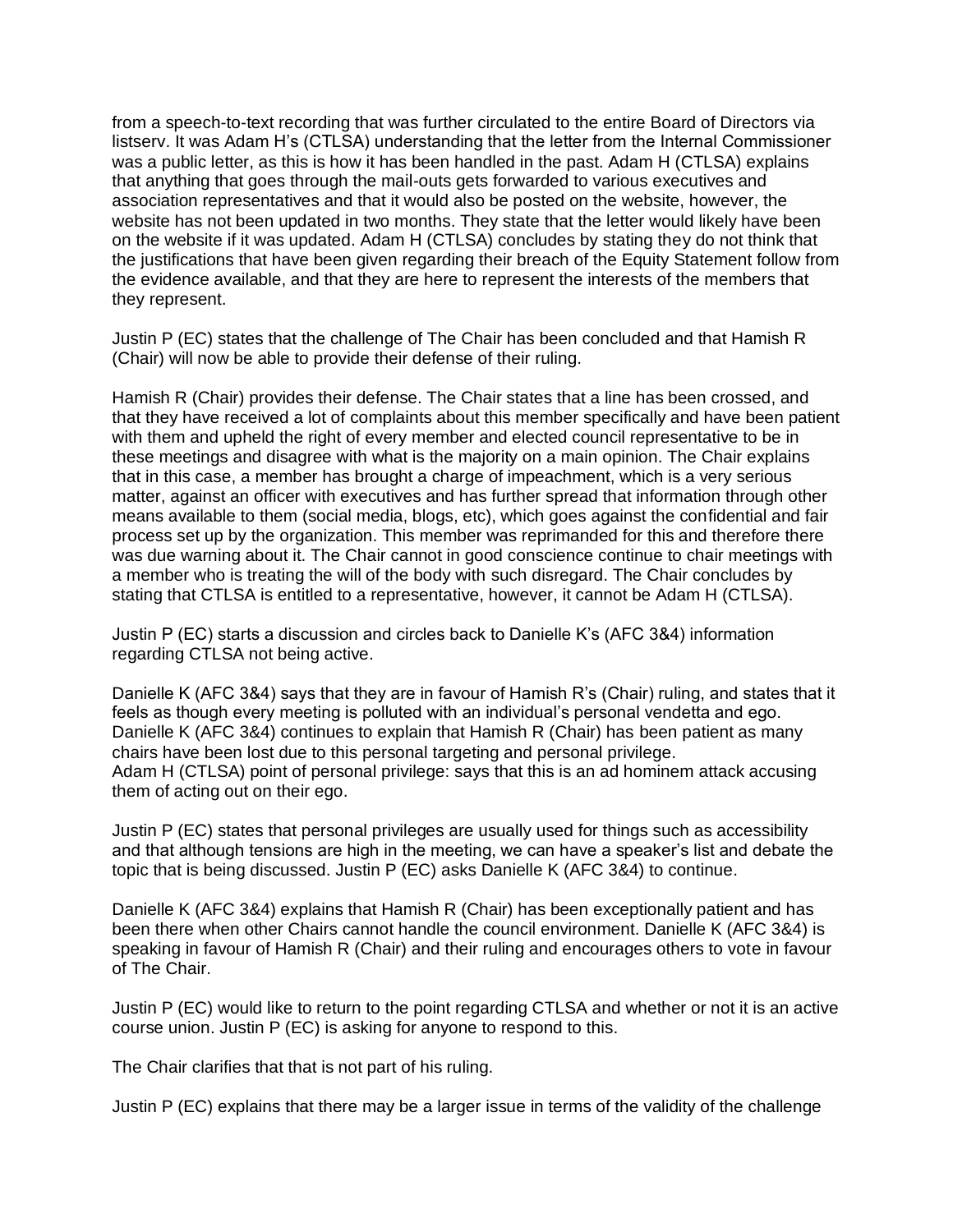from a speech-to-text recording that was further circulated to the entire Board of Directors via listserv. It was Adam H's (CTLSA) understanding that the letter from the Internal Commissioner was a public letter, as this is how it has been handled in the past. Adam H (CTLSA) explains that anything that goes through the mail-outs gets forwarded to various executives and association representatives and that it would also be posted on the website, however, the website has not been updated in two months. They state that the letter would likely have been on the website if it was updated. Adam H (CTLSA) concludes by stating they do not think that the justifications that have been given regarding their breach of the Equity Statement follow from the evidence available, and that they are here to represent the interests of the members that they represent.

Justin P (EC) states that the challenge of The Chair has been concluded and that Hamish R (Chair) will now be able to provide their defense of their ruling.

Hamish R (Chair) provides their defense. The Chair states that a line has been crossed, and that they have received a lot of complaints about this member specifically and have been patient with them and upheld the right of every member and elected council representative to be in these meetings and disagree with what is the majority on a main opinion. The Chair explains that in this case, a member has brought a charge of impeachment, which is a very serious matter, against an officer with executives and has further spread that information through other means available to them (social media, blogs, etc), which goes against the confidential and fair process set up by the organization. This member was reprimanded for this and therefore there was due warning about it. The Chair cannot in good conscience continue to chair meetings with a member who is treating the will of the body with such disregard. The Chair concludes by stating that CTLSA is entitled to a representative, however, it cannot be Adam H (CTLSA).

Justin P (EC) starts a discussion and circles back to Danielle K's (AFC 3&4) information regarding CTLSA not being active.

Danielle K (AFC 3&4) says that they are in favour of Hamish R's (Chair) ruling, and states that it feels as though every meeting is polluted with an individual's personal vendetta and ego. Danielle K (AFC 3&4) continues to explain that Hamish R (Chair) has been patient as many chairs have been lost due to this personal targeting and personal privilege.
Adam H (CTLSA) point of personal privilege: says that this is an ad hominem attack accusing them of acting out on their ego.

Justin P (EC) states that personal privileges are usually used for things such as accessibility and that although tensions are high in the meeting, we can have a speaker's list and debate the topic that is being discussed. Justin P (EC) asks Danielle K (AFC 3&4) to continue.

Danielle K (AFC 3&4) explains that Hamish R (Chair) has been exceptionally patient and has been there when other Chairs cannot handle the council environment. Danielle K (AFC 3&4) is speaking in favour of Hamish R (Chair) and their ruling and encourages others to vote in favour of The Chair.

Justin P (EC) would like to return to the point regarding CTLSA and whether or not it is an active course union. Justin P (EC) is asking for anyone to respond to this.

The Chair clarifies that that is not part of his ruling.

Justin P (EC) explains that there may be a larger issue in terms of the validity of the challenge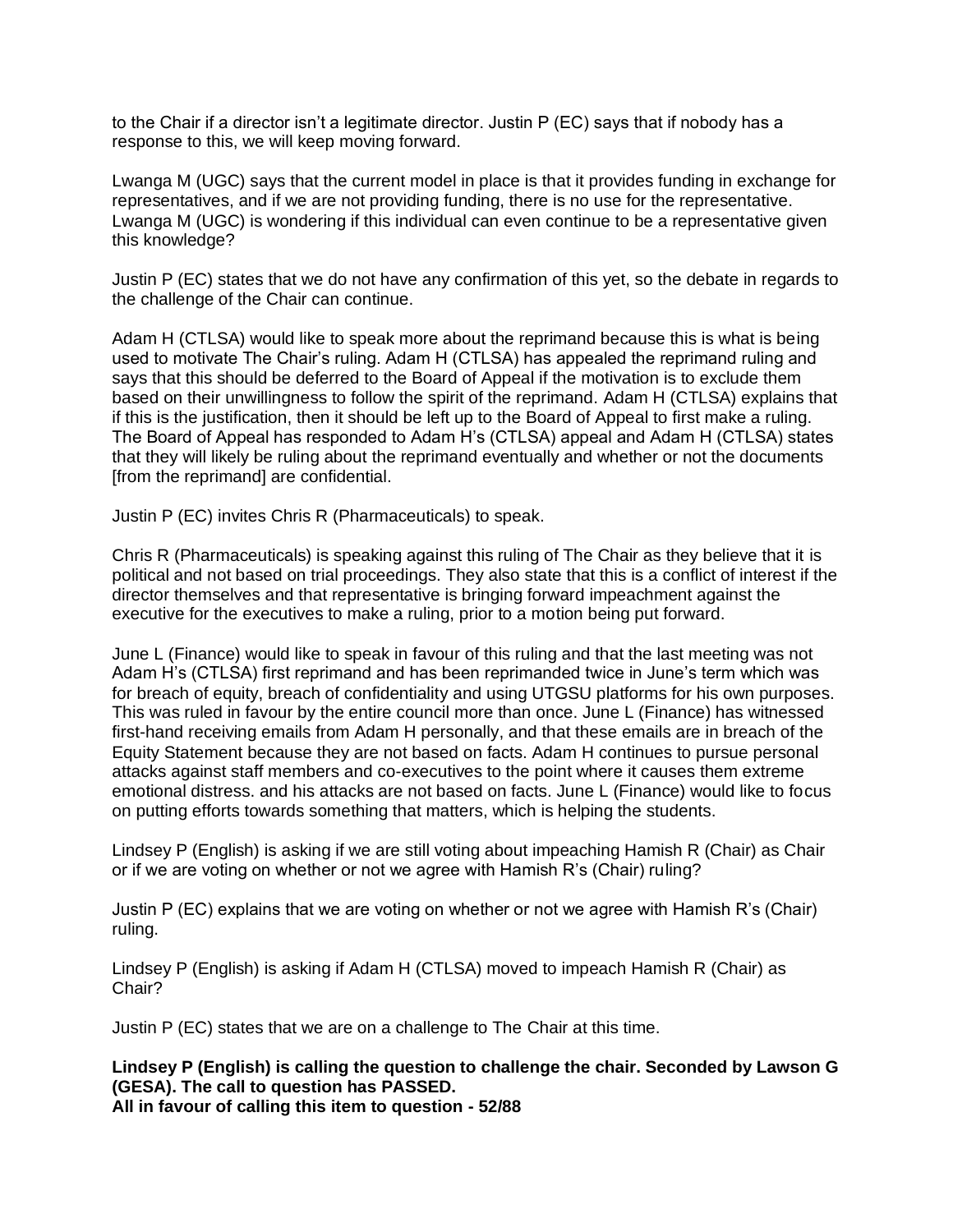to the Chair if a director isn't a legitimate director. Justin P (EC) says that if nobody has a response to this, we will keep moving forward.

Lwanga M (UGC) says that the current model in place is that it provides funding in exchange for representatives, and if we are not providing funding, there is no use for the representative. Lwanga M (UGC) is wondering if this individual can even continue to be a representative given this knowledge?

Justin P (EC) states that we do not have any confirmation of this yet, so the debate in regards to the challenge of the Chair can continue.

Adam H (CTLSA) would like to speak more about the reprimand because this is what is being used to motivate The Chair's ruling. Adam H (CTLSA) has appealed the reprimand ruling and says that this should be deferred to the Board of Appeal if the motivation is to exclude them based on their unwillingness to follow the spirit of the reprimand. Adam H (CTLSA) explains that if this is the justification, then it should be left up to the Board of Appeal to first make a ruling. The Board of Appeal has responded to Adam H's (CTLSA) appeal and Adam H (CTLSA) states that they will likely be ruling about the reprimand eventually and whether or not the documents [from the reprimand] are confidential.

Justin P (EC) invites Chris R (Pharmaceuticals) to speak.

Chris R (Pharmaceuticals) is speaking against this ruling of The Chair as they believe that it is political and not based on trial proceedings. They also state that this is a conflict of interest if the director themselves and that representative is bringing forward impeachment against the executive for the executives to make a ruling, prior to a motion being put forward.

June L (Finance) would like to speak in favour of this ruling and that the last meeting was not Adam H's (CTLSA) first reprimand and has been reprimanded twice in June's term which was for breach of equity, breach of confidentiality and using UTGSU platforms for his own purposes. This was ruled in favour by the entire council more than once. June L (Finance) has witnessed first-hand receiving emails from Adam H personally, and that these emails are in breach of the Equity Statement because they are not based on facts. Adam H continues to pursue personal attacks against staff members and co-executives to the point where it causes them extreme emotional distress. and his attacks are not based on facts. June L (Finance) would like to focus on putting efforts towards something that matters, which is helping the students.

Lindsey P (English) is asking if we are still voting about impeaching Hamish R (Chair) as Chair or if we are voting on whether or not we agree with Hamish R's (Chair) ruling?

Justin P (EC) explains that we are voting on whether or not we agree with Hamish R's (Chair) ruling.

Lindsey P (English) is asking if Adam H (CTLSA) moved to impeach Hamish R (Chair) as Chair?

Justin P (EC) states that we are on a challenge to The Chair at this time.

**Lindsey P (English) is calling the question to challenge the chair. Seconded by Lawson G (GESA). The call to question has PASSED.**
**All in favour of calling this item to question - 52/88**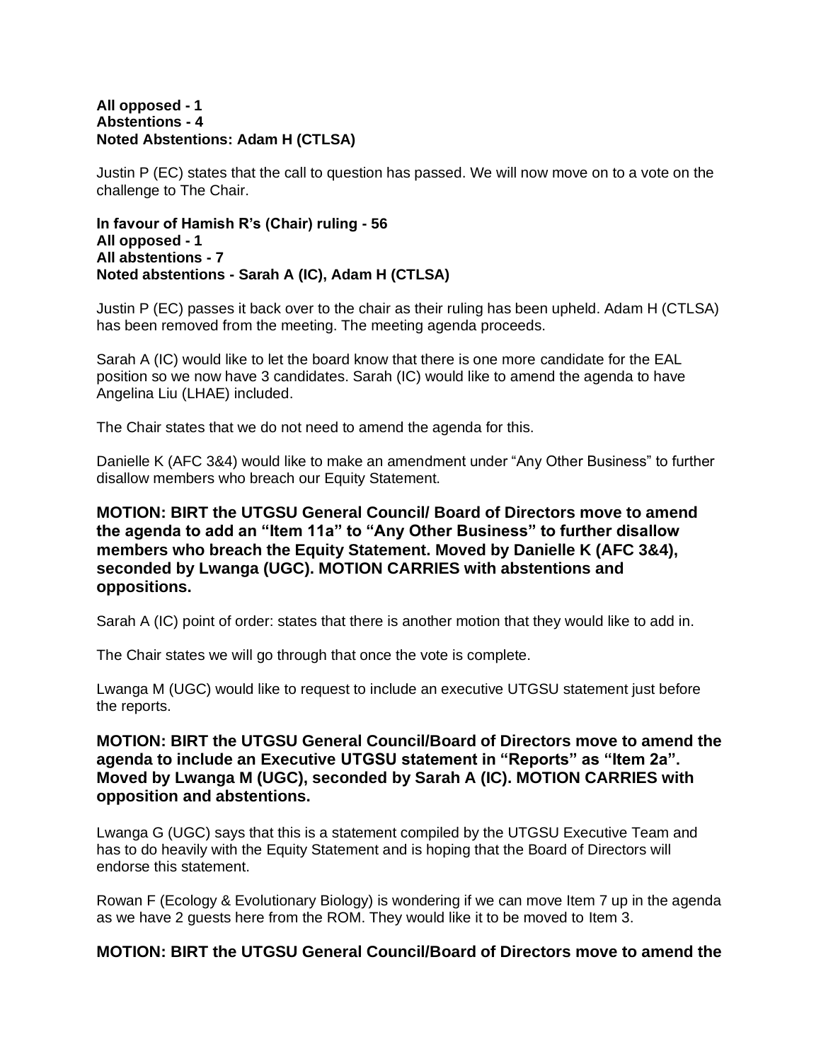**All opposed - 1**
**Abstentions - 4**
**Noted Abstentions: Adam H (CTLSA)**

Justin P (EC) states that the call to question has passed. We will now move on to a vote on the challenge to The Chair.

**In favour of Hamish R's (Chair) ruling - 56**
**All opposed - 1**
**All abstentions - 7**
**Noted abstentions - Sarah A (IC), Adam H (CTLSA)**

Justin P (EC) passes it back over to the chair as their ruling has been upheld. Adam H (CTLSA) has been removed from the meeting. The meeting agenda proceeds.

Sarah A (IC) would like to let the board know that there is one more candidate for the EAL position so we now have 3 candidates. Sarah (IC) would like to amend the agenda to have Angelina Liu (LHAE) included.

The Chair states that we do not need to amend the agenda for this.

Danielle K (AFC 3&4) would like to make an amendment under "Any Other Business" to further disallow members who breach our Equity Statement.

**MOTION: BIRT the UTGSU General Council/ Board of Directors move to amend the agenda to add an "Item 11a" to "Any Other Business" to further disallow members who breach the Equity Statement. Moved by Danielle K (AFC 3&4), seconded by Lwanga (UGC). MOTION CARRIES with abstentions and oppositions.**

Sarah A (IC) point of order: states that there is another motion that they would like to add in.

The Chair states we will go through that once the vote is complete.

Lwanga M (UGC) would like to request to include an executive UTGSU statement just before the reports.

**MOTION: BIRT the UTGSU General Council/Board of Directors move to amend the agenda to include an Executive UTGSU statement in "Reports" as "Item 2a". Moved by Lwanga M (UGC), seconded by Sarah A (IC). MOTION CARRIES with opposition and abstentions.**

Lwanga G (UGC) says that this is a statement compiled by the UTGSU Executive Team and has to do heavily with the Equity Statement and is hoping that the Board of Directors will endorse this statement.

Rowan F (Ecology & Evolutionary Biology) is wondering if we can move Item 7 up in the agenda as we have 2 guests here from the ROM. They would like it to be moved to Item 3.

**MOTION: BIRT the UTGSU General Council/Board of Directors move to amend the**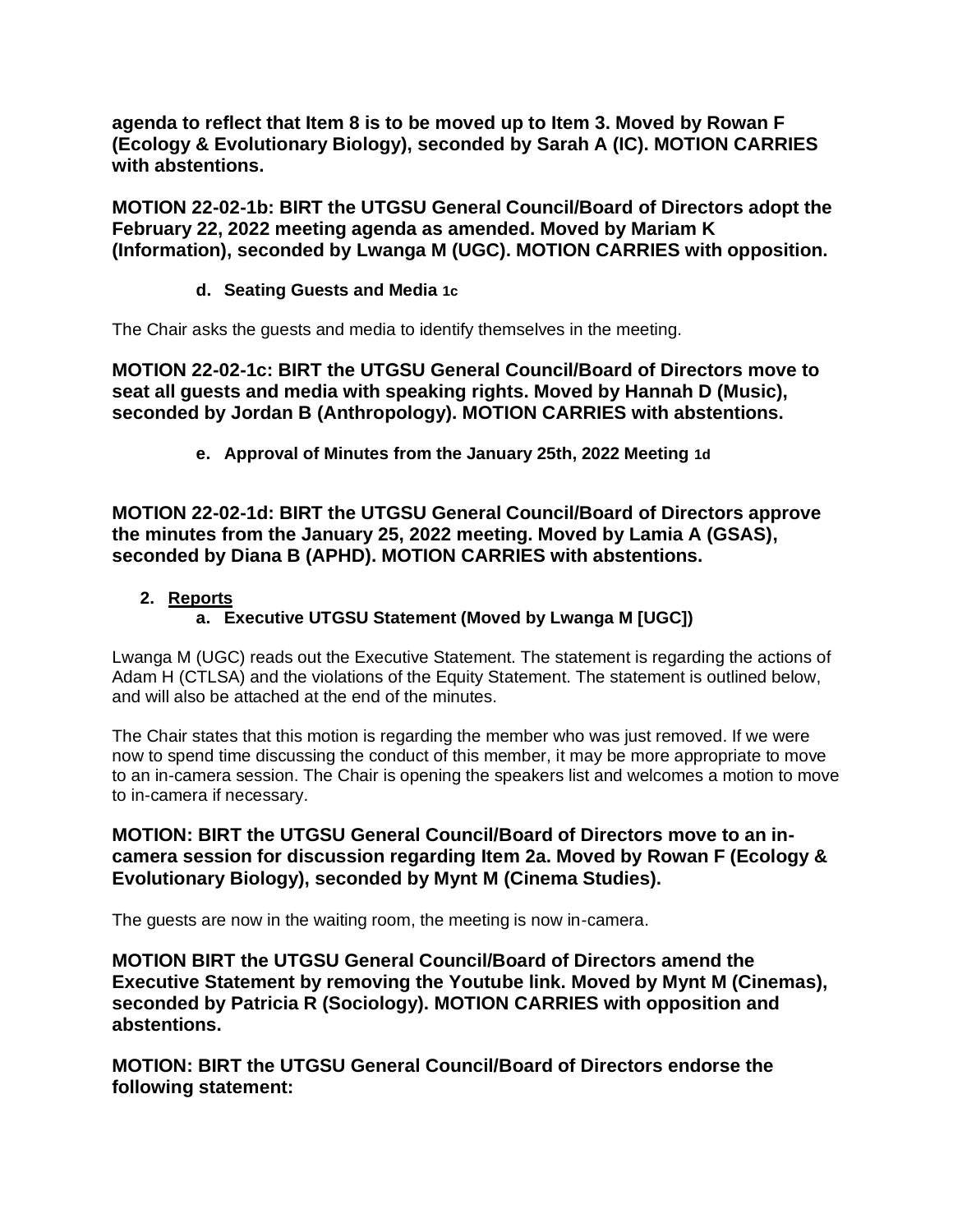**agenda to reflect that Item 8 is to be moved up to Item 3. Moved by Rowan F (Ecology & Evolutionary Biology), seconded by Sarah A (IC). MOTION CARRIES with abstentions.**

**MOTION 22-02-1b: BIRT the UTGSU General Council/Board of Directors adopt the February 22, 2022 meeting agenda as amended. Moved by Mariam K (Information), seconded by Lwanga M (UGC). MOTION CARRIES with opposition.**

**d. Seating Guests and Media 1c**

The Chair asks the guests and media to identify themselves in the meeting.

**MOTION 22-02-1c: BIRT the UTGSU General Council/Board of Directors move to seat all guests and media with speaking rights. Moved by Hannah D (Music), seconded by Jordan B (Anthropology). MOTION CARRIES with abstentions.**

**e. Approval of Minutes from the January 25th, 2022 Meeting 1d**

**MOTION 22-02-1d: BIRT the UTGSU General Council/Board of Directors approve the minutes from the January 25, 2022 meeting. Moved by Lamia A (GSAS), seconded by Diana B (APHD). MOTION CARRIES with abstentions.**

**2. Reports**

**a. Executive UTGSU Statement (Moved by Lwanga M [UGC])**

Lwanga M (UGC) reads out the Executive Statement. The statement is regarding the actions of Adam H (CTLSA) and the violations of the Equity Statement. The statement is outlined below, and will also be attached at the end of the minutes.

The Chair states that this motion is regarding the member who was just removed. If we were now to spend time discussing the conduct of this member, it may be more appropriate to move to an in-camera session. The Chair is opening the speakers list and welcomes a motion to move to in-camera if necessary.

**MOTION: BIRT the UTGSU General Council/Board of Directors move to an in-camera session for discussion regarding Item 2a. Moved by Rowan F (Ecology & Evolutionary Biology), seconded by Mynt M (Cinema Studies).**

The guests are now in the waiting room, the meeting is now in-camera.

**MOTION BIRT the UTGSU General Council/Board of Directors amend the Executive Statement by removing the Youtube link. Moved by Mynt M (Cinemas), seconded by Patricia R (Sociology). MOTION CARRIES with opposition and abstentions.**

**MOTION: BIRT the UTGSU General Council/Board of Directors endorse the following statement:**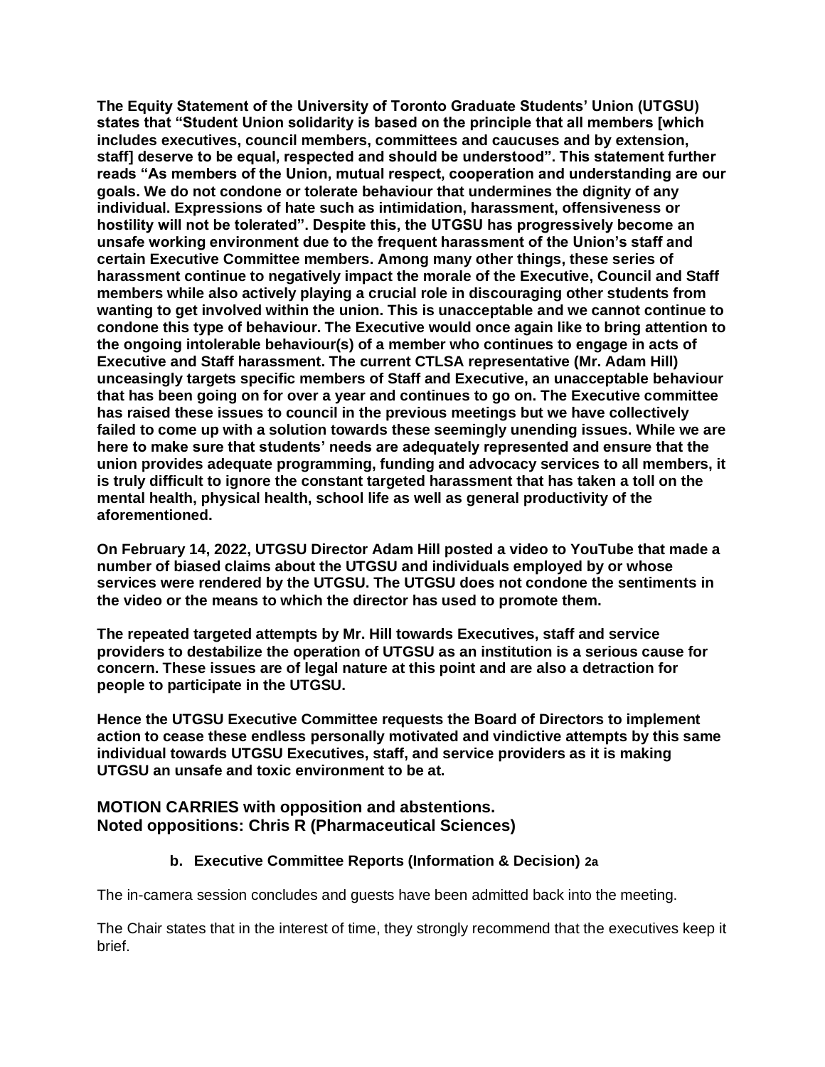**The Equity Statement of the University of Toronto Graduate Students' Union (UTGSU) states that "Student Union solidarity is based on the principle that all members [which includes executives, council members, committees and caucuses and by extension, staff] deserve to be equal, respected and should be understood". This statement further reads "As members of the Union, mutual respect, cooperation and understanding are our goals. We do not condone or tolerate behaviour that undermines the dignity of any individual. Expressions of hate such as intimidation, harassment, offensiveness or hostility will not be tolerated". Despite this, the UTGSU has progressively become an unsafe working environment due to the frequent harassment of the Union's staff and certain Executive Committee members. Among many other things, these series of harassment continue to negatively impact the morale of the Executive, Council and Staff members while also actively playing a crucial role in discouraging other students from wanting to get involved within the union. This is unacceptable and we cannot continue to condone this type of behaviour. The Executive would once again like to bring attention to the ongoing intolerable behaviour(s) of a member who continues to engage in acts of Executive and Staff harassment. The current CTLSA representative (Mr. Adam Hill) unceasingly targets specific members of Staff and Executive, an unacceptable behaviour that has been going on for over a year and continues to go on. The Executive committee has raised these issues to council in the previous meetings but we have collectively failed to come up with a solution towards these seemingly unending issues. While we are here to make sure that students' needs are adequately represented and ensure that the union provides adequate programming, funding and advocacy services to all members, it is truly difficult to ignore the constant targeted harassment that has taken a toll on the mental health, physical health, school life as well as general productivity of the aforementioned.**

**On February 14, 2022, UTGSU Director Adam Hill posted a video to YouTube that made a number of biased claims about the UTGSU and individuals employed by or whose services were rendered by the UTGSU. The UTGSU does not condone the sentiments in the video or the means to which the director has used to promote them.**

**The repeated targeted attempts by Mr. Hill towards Executives, staff and service providers to destabilize the operation of UTGSU as an institution is a serious cause for concern. These issues are of legal nature at this point and are also a detraction for people to participate in the UTGSU.**

**Hence the UTGSU Executive Committee requests the Board of Directors to implement action to cease these endless personally motivated and vindictive attempts by this same individual towards UTGSU Executives, staff, and service providers as it is making UTGSU an unsafe and toxic environment to be at.**

**MOTION CARRIES with opposition and abstentions.**
**Noted oppositions: Chris R (Pharmaceutical Sciences)**

### b. Executive Committee Reports (Information & Decision) 2a

The in-camera session concludes and guests have been admitted back into the meeting.

The Chair states that in the interest of time, they strongly recommend that the executives keep it brief.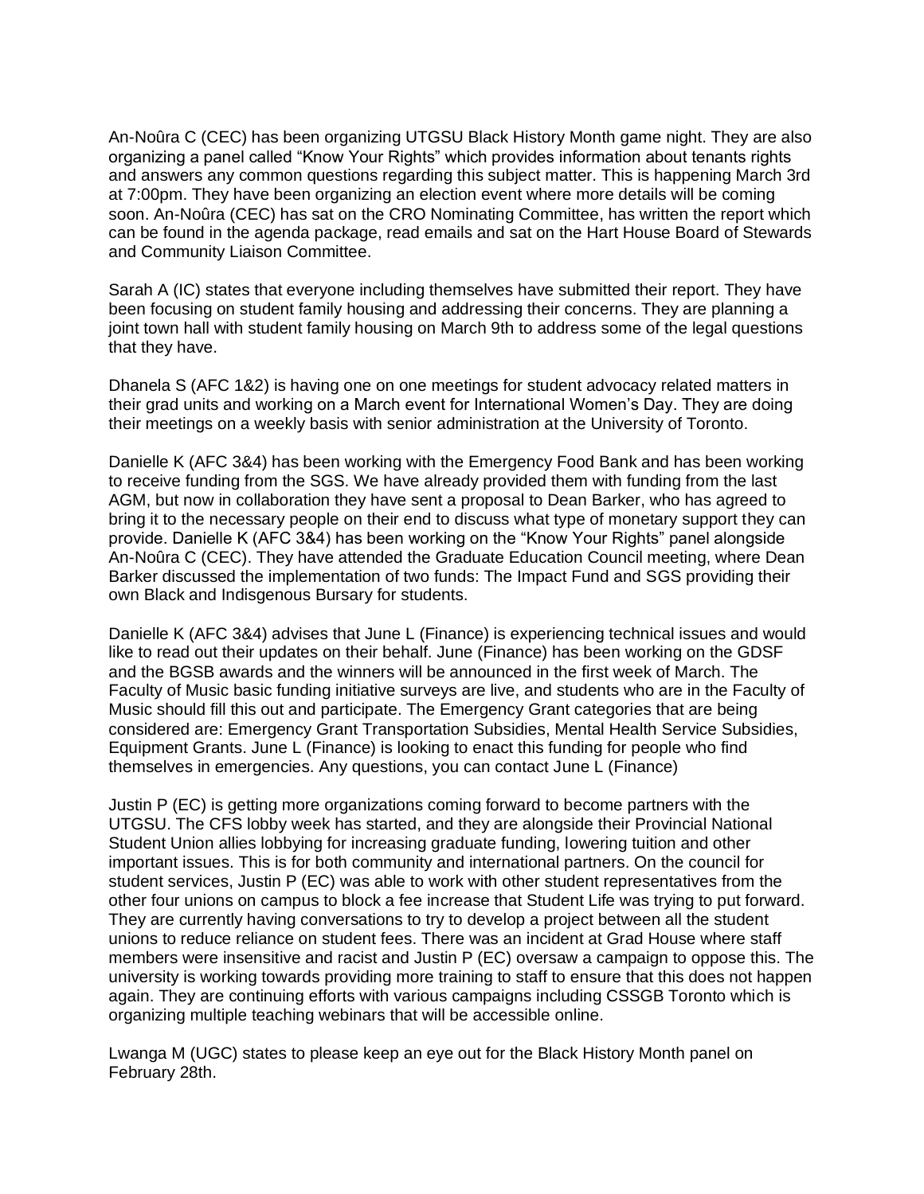An-Noûra C (CEC) has been organizing UTGSU Black History Month game night. They are also organizing a panel called “Know Your Rights” which provides information about tenants rights and answers any common questions regarding this subject matter. This is happening March 3rd at 7:00pm. They have been organizing an election event where more details will be coming soon. An-Noûra (CEC) has sat on the CRO Nominating Committee, has written the report which can be found in the agenda package, read emails and sat on the Hart House Board of Stewards and Community Liaison Committee.

Sarah A (IC) states that everyone including themselves have submitted their report. They have been focusing on student family housing and addressing their concerns. They are planning a joint town hall with student family housing on March 9th to address some of the legal questions that they have.

Dhanela S (AFC 1&2) is having one on one meetings for student advocacy related matters in their grad units and working on a March event for International Women’s Day. They are doing their meetings on a weekly basis with senior administration at the University of Toronto.

Danielle K (AFC 3&4) has been working with the Emergency Food Bank and has been working to receive funding from the SGS. We have already provided them with funding from the last AGM, but now in collaboration they have sent a proposal to Dean Barker, who has agreed to bring it to the necessary people on their end to discuss what type of monetary support they can provide. Danielle K (AFC 3&4) has been working on the “Know Your Rights” panel alongside An-Noûra C (CEC). They have attended the Graduate Education Council meeting, where Dean Barker discussed the implementation of two funds: The Impact Fund and SGS providing their own Black and Indisgenous Bursary for students.

Danielle K (AFC 3&4) advises that June L (Finance) is experiencing technical issues and would like to read out their updates on their behalf. June (Finance) has been working on the GDSF and the BGSB awards and the winners will be announced in the first week of March. The Faculty of Music basic funding initiative surveys are live, and students who are in the Faculty of Music should fill this out and participate. The Emergency Grant categories that are being considered are: Emergency Grant Transportation Subsidies, Mental Health Service Subsidies, Equipment Grants. June L (Finance) is looking to enact this funding for people who find themselves in emergencies. Any questions, you can contact June L (Finance)

Justin P (EC) is getting more organizations coming forward to become partners with the UTGSU. The CFS lobby week has started, and they are alongside their Provincial National Student Union allies lobbying for increasing graduate funding, lowering tuition and other important issues. This is for both community and international partners. On the council for student services, Justin P (EC) was able to work with other student representatives from the other four unions on campus to block a fee increase that Student Life was trying to put forward. They are currently having conversations to try to develop a project between all the student unions to reduce reliance on student fees. There was an incident at Grad House where staff members were insensitive and racist and Justin P (EC) oversaw a campaign to oppose this. The university is working towards providing more training to staff to ensure that this does not happen again. They are continuing efforts with various campaigns including CSSGB Toronto which is organizing multiple teaching webinars that will be accessible online.

Lwanga M (UGC) states to please keep an eye out for the Black History Month panel on February 28th.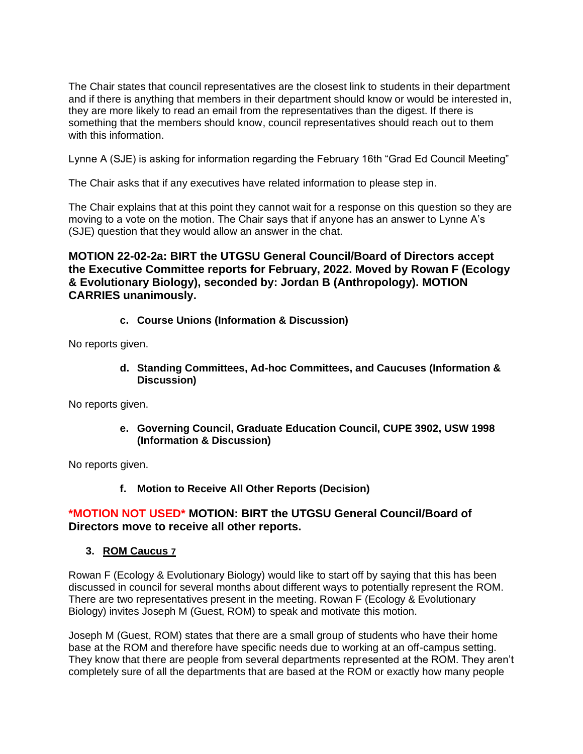The Chair states that council representatives are the closest link to students in their department and if there is anything that members in their department should know or would be interested in, they are more likely to read an email from the representatives than the digest. If there is something that the members should know, council representatives should reach out to them with this information.

Lynne A (SJE) is asking for information regarding the February 16th "Grad Ed Council Meeting"

The Chair asks that if any executives have related information to please step in.

The Chair explains that at this point they cannot wait for a response on this question so they are moving to a vote on the motion. The Chair says that if anyone has an answer to Lynne A's (SJE) question that they would allow an answer in the chat.

**MOTION 22-02-2a: BIRT the UTGSU General Council/Board of Directors accept the Executive Committee reports for February, 2022. Moved by Rowan F (Ecology & Evolutionary Biology), seconded by: Jordan B (Anthropology). MOTION CARRIES unanimously.**

**c. Course Unions (Information & Discussion)**

No reports given.

**d. Standing Committees, Ad-hoc Committees, and Caucuses (Information & Discussion)**

No reports given.

**e. Governing Council, Graduate Education Council, CUPE 3902, USW 1998 (Information & Discussion)**

No reports given.

**f. Motion to Receive All Other Reports (Decision)**

**\*MOTION NOT USED\* MOTION: BIRT the UTGSU General Council/Board of Directors move to receive all other reports.**

### 3. ROM Caucus 7

Rowan F (Ecology & Evolutionary Biology) would like to start off by saying that this has been discussed in council for several months about different ways to potentially represent the ROM. There are two representatives present in the meeting. Rowan F (Ecology & Evolutionary Biology) invites Joseph M (Guest, ROM) to speak and motivate this motion.

Joseph M (Guest, ROM) states that there are a small group of students who have their home base at the ROM and therefore have specific needs due to working at an off-campus setting. They know that there are people from several departments represented at the ROM. They aren't completely sure of all the departments that are based at the ROM or exactly how many people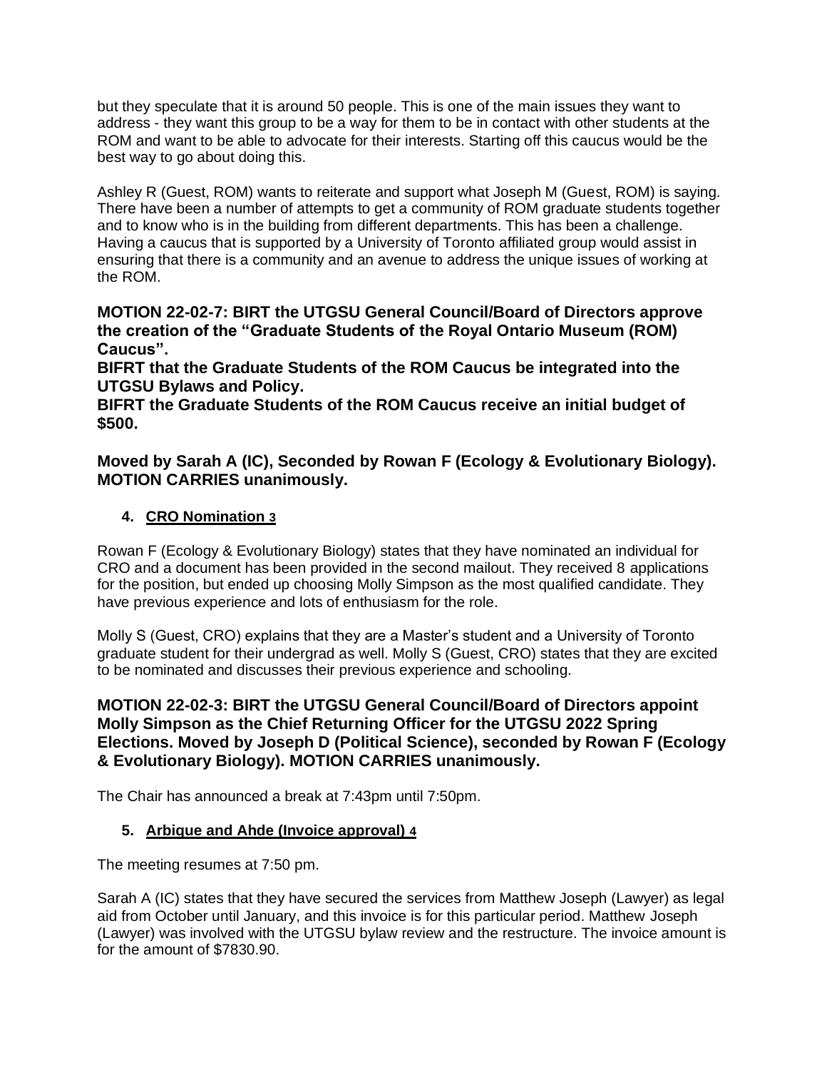but they speculate that it is around 50 people. This is one of the main issues they want to address - they want this group to be a way for them to be in contact with other students at the ROM and want to be able to advocate for their interests. Starting off this caucus would be the best way to go about doing this.

Ashley R (Guest, ROM) wants to reiterate and support what Joseph M (Guest, ROM) is saying. There have been a number of attempts to get a community of ROM graduate students together and to know who is in the building from different departments. This has been a challenge. Having a caucus that is supported by a University of Toronto affiliated group would assist in ensuring that there is a community and an avenue to address the unique issues of working at the ROM.

**MOTION 22-02-7: BIRT the UTGSU General Council/Board of Directors approve the creation of the "Graduate Students of the Royal Ontario Museum (ROM) Caucus".**
**BIFRT that the Graduate Students of the ROM Caucus be integrated into the UTGSU Bylaws and Policy.**
**BIFRT the Graduate Students of the ROM Caucus receive an initial budget of $500.**

**Moved by Sarah A (IC), Seconded by Rowan F (Ecology & Evolutionary Biology). MOTION CARRIES unanimously.**

4. **CRO Nomination 3**

Rowan F (Ecology & Evolutionary Biology) states that they have nominated an individual for CRO and a document has been provided in the second mailout. They received 8 applications for the position, but ended up choosing Molly Simpson as the most qualified candidate. They have previous experience and lots of enthusiasm for the role.

Molly S (Guest, CRO) explains that they are a Master's student and a University of Toronto graduate student for their undergrad as well. Molly S (Guest, CRO) states that they are excited to be nominated and discusses their previous experience and schooling.

**MOTION 22-02-3: BIRT the UTGSU General Council/Board of Directors appoint Molly Simpson as the Chief Returning Officer for the UTGSU 2022 Spring Elections. Moved by Joseph D (Political Science), seconded by Rowan F (Ecology & Evolutionary Biology). MOTION CARRIES unanimously.**

The Chair has announced a break at 7:43pm until 7:50pm.

5. **Arbique and Ahde (Invoice approval) 4**

The meeting resumes at 7:50 pm.

Sarah A (IC) states that they have secured the services from Matthew Joseph (Lawyer) as legal aid from October until January, and this invoice is for this particular period. Matthew Joseph (Lawyer) was involved with the UTGSU bylaw review and the restructure. The invoice amount is for the amount of $7830.90.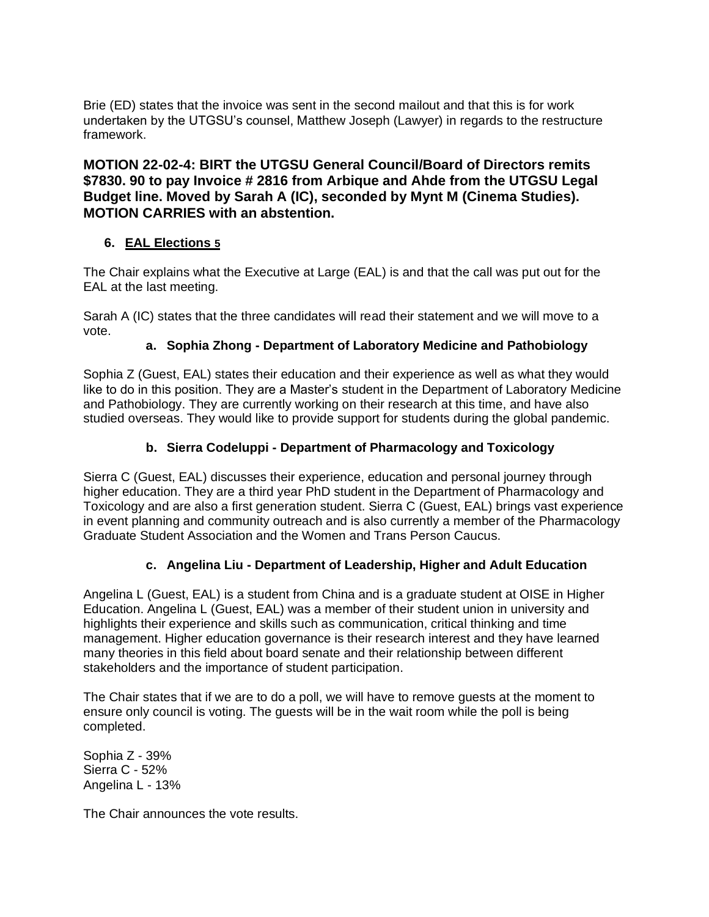Brie (ED) states that the invoice was sent in the second mailout and that this is for work undertaken by the UTGSU's counsel, Matthew Joseph (Lawyer) in regards to the restructure framework.

**MOTION 22-02-4: BIRT the UTGSU General Council/Board of Directors remits $7830. 90 to pay Invoice # 2816 from Arbique and Ahde from the UTGSU Legal Budget line. Moved by Sarah A (IC), seconded by Mynt M (Cinema Studies). MOTION CARRIES with an abstention.**

## 6. EAL Elections 5

The Chair explains what the Executive at Large (EAL) is and that the call was put out for the EAL at the last meeting.

Sarah A (IC) states that the three candidates will read their statement and we will move to a vote.

### a. Sophia Zhong - Department of Laboratory Medicine and Pathobiology

Sophia Z (Guest, EAL) states their education and their experience as well as what they would like to do in this position. They are a Master's student in the Department of Laboratory Medicine and Pathobiology. They are currently working on their research at this time, and have also studied overseas. They would like to provide support for students during the global pandemic.

### b. Sierra Codeluppi - Department of Pharmacology and Toxicology

Sierra C (Guest, EAL) discusses their experience, education and personal journey through higher education. They are a third year PhD student in the Department of Pharmacology and Toxicology and are also a first generation student. Sierra C (Guest, EAL) brings vast experience in event planning and community outreach and is also currently a member of the Pharmacology Graduate Student Association and the Women and Trans Person Caucus.

### c. Angelina Liu - Department of Leadership, Higher and Adult Education

Angelina L (Guest, EAL) is a student from China and is a graduate student at OISE in Higher Education. Angelina L (Guest, EAL) was a member of their student union in university and highlights their experience and skills such as communication, critical thinking and time management. Higher education governance is their research interest and they have learned many theories in this field about board senate and their relationship between different stakeholders and the importance of student participation.

The Chair states that if we are to do a poll, we will have to remove guests at the moment to ensure only council is voting. The guests will be in the wait room while the poll is being completed.

Sophia Z - 39%
Sierra C - 52%
Angelina L - 13%

The Chair announces the vote results.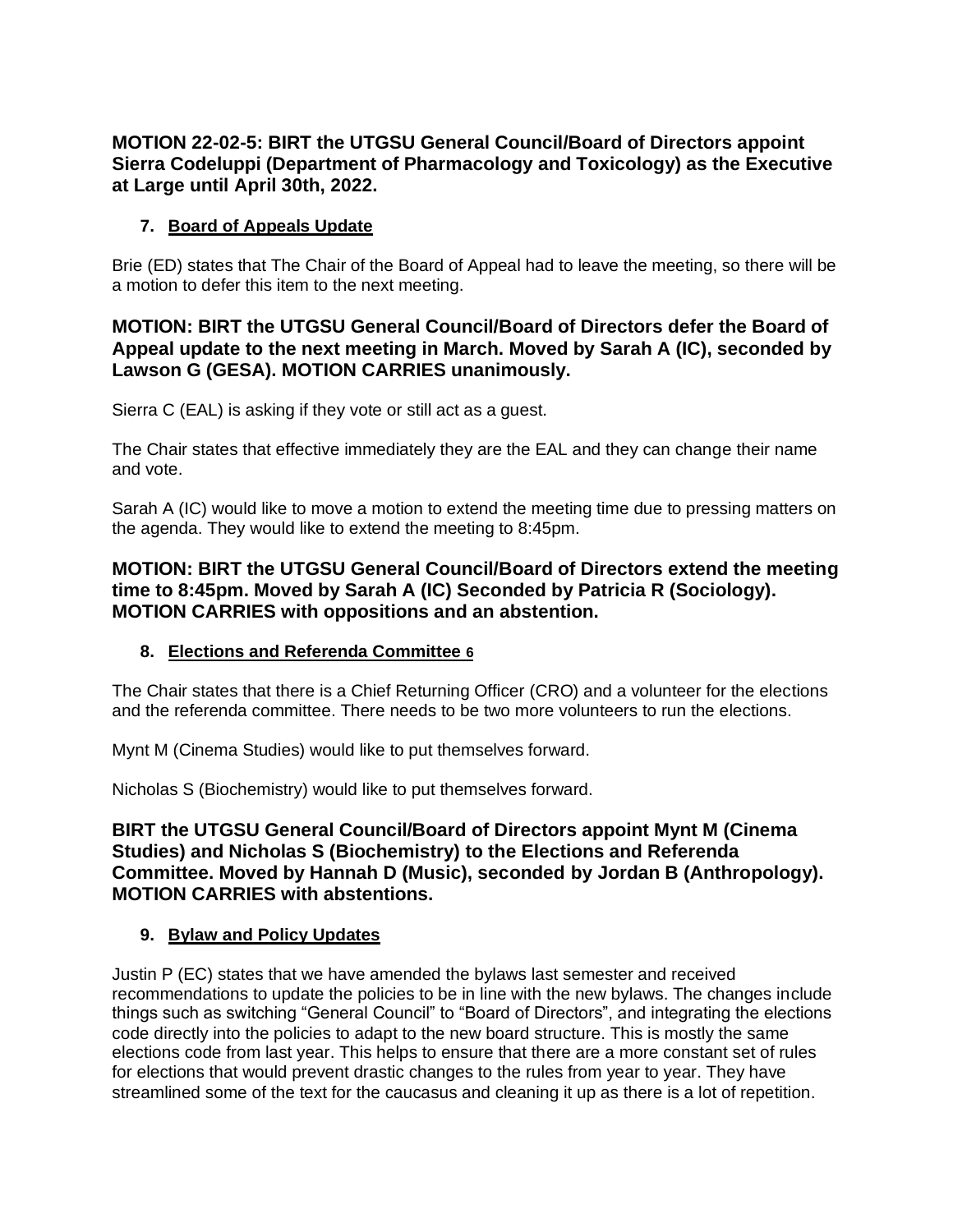**MOTION 22-02-5: BIRT the UTGSU General Council/Board of Directors appoint Sierra Codeluppi (Department of Pharmacology and Toxicology) as the Executive at Large until April 30th, 2022.**

7. **Board of Appeals Update**

Brie (ED) states that The Chair of the Board of Appeal had to leave the meeting, so there will be a motion to defer this item to the next meeting.

**MOTION: BIRT the UTGSU General Council/Board of Directors defer the Board of Appeal update to the next meeting in March. Moved by Sarah A (IC), seconded by Lawson G (GESA). MOTION CARRIES unanimously.**

Sierra C (EAL) is asking if they vote or still act as a guest.

The Chair states that effective immediately they are the EAL and they can change their name and vote.

Sarah A (IC) would like to move a motion to extend the meeting time due to pressing matters on the agenda. They would like to extend the meeting to 8:45pm.

**MOTION: BIRT the UTGSU General Council/Board of Directors extend the meeting time to 8:45pm. Moved by Sarah A (IC) Seconded by Patricia R (Sociology). MOTION CARRIES with oppositions and an abstention.**

8. **Elections and Referenda Committee 6**

The Chair states that there is a Chief Returning Officer (CRO) and a volunteer for the elections and the referenda committee. There needs to be two more volunteers to run the elections.

Mynt M (Cinema Studies) would like to put themselves forward.

Nicholas S (Biochemistry) would like to put themselves forward.

**BIRT the UTGSU General Council/Board of Directors appoint Mynt M (Cinema Studies) and Nicholas S (Biochemistry) to the Elections and Referenda Committee. Moved by Hannah D (Music), seconded by Jordan B (Anthropology). MOTION CARRIES with abstentions.**

9. **Bylaw and Policy Updates**

Justin P (EC) states that we have amended the bylaws last semester and received recommendations to update the policies to be in line with the new bylaws. The changes include things such as switching "General Council" to "Board of Directors", and integrating the elections code directly into the policies to adapt to the new board structure. This is mostly the same elections code from last year. This helps to ensure that there are a more constant set of rules for elections that would prevent drastic changes to the rules from year to year. They have streamlined some of the text for the caucasus and cleaning it up as there is a lot of repetition.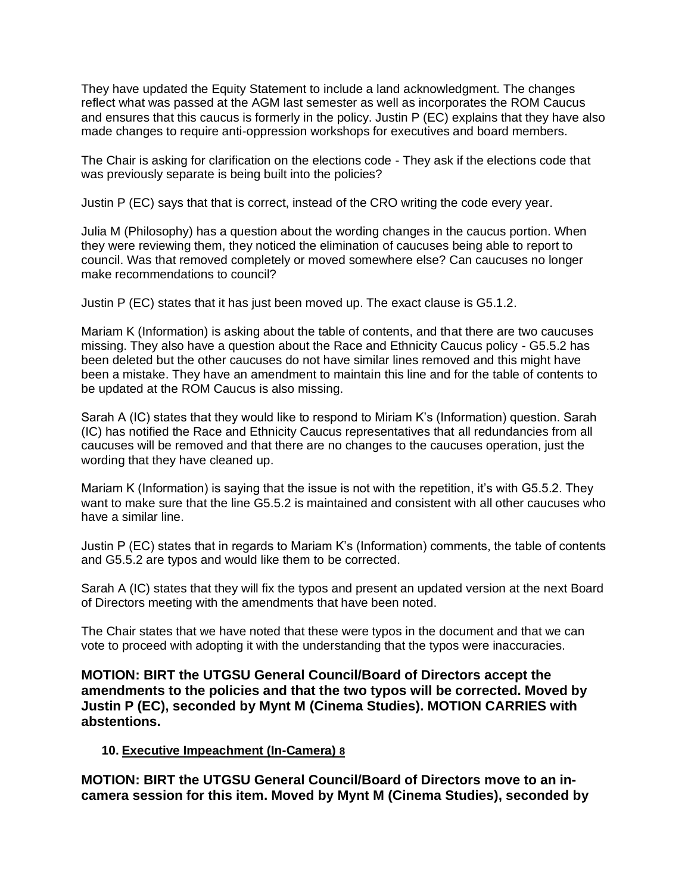They have updated the Equity Statement to include a land acknowledgment. The changes reflect what was passed at the AGM last semester as well as incorporates the ROM Caucus and ensures that this caucus is formerly in the policy. Justin P (EC) explains that they have also made changes to require anti-oppression workshops for executives and board members.

The Chair is asking for clarification on the elections code - They ask if the elections code that was previously separate is being built into the policies?

Justin P (EC) says that that is correct, instead of the CRO writing the code every year.

Julia M (Philosophy) has a question about the wording changes in the caucus portion. When they were reviewing them, they noticed the elimination of caucuses being able to report to council. Was that removed completely or moved somewhere else? Can caucuses no longer make recommendations to council?

Justin P (EC) states that it has just been moved up. The exact clause is G5.1.2.

Mariam K (Information) is asking about the table of contents, and that there are two caucuses missing. They also have a question about the Race and Ethnicity Caucus policy - G5.5.2 has been deleted but the other caucuses do not have similar lines removed and this might have been a mistake. They have an amendment to maintain this line and for the table of contents to be updated at the ROM Caucus is also missing.

Sarah A (IC) states that they would like to respond to Miriam K's (Information) question. Sarah (IC) has notified the Race and Ethnicity Caucus representatives that all redundancies from all caucuses will be removed and that there are no changes to the caucuses operation, just the wording that they have cleaned up.

Mariam K (Information) is saying that the issue is not with the repetition, it's with G5.5.2. They want to make sure that the line G5.5.2 is maintained and consistent with all other caucuses who have a similar line.

Justin P (EC) states that in regards to Mariam K's (Information) comments, the table of contents and G5.5.2 are typos and would like them to be corrected.

Sarah A (IC) states that they will fix the typos and present an updated version at the next Board of Directors meeting with the amendments that have been noted.

The Chair states that we have noted that these were typos in the document and that we can vote to proceed with adopting it with the understanding that the typos were inaccuracies.

**MOTION: BIRT the UTGSU General Council/Board of Directors accept the amendments to the policies and that the two typos will be corrected. Moved by Justin P (EC), seconded by Mynt M (Cinema Studies). MOTION CARRIES with abstentions.**

**10. Executive Impeachment (In-Camera) 8**

**MOTION: BIRT the UTGSU General Council/Board of Directors move to an in-camera session for this item. Moved by Mynt M (Cinema Studies), seconded by**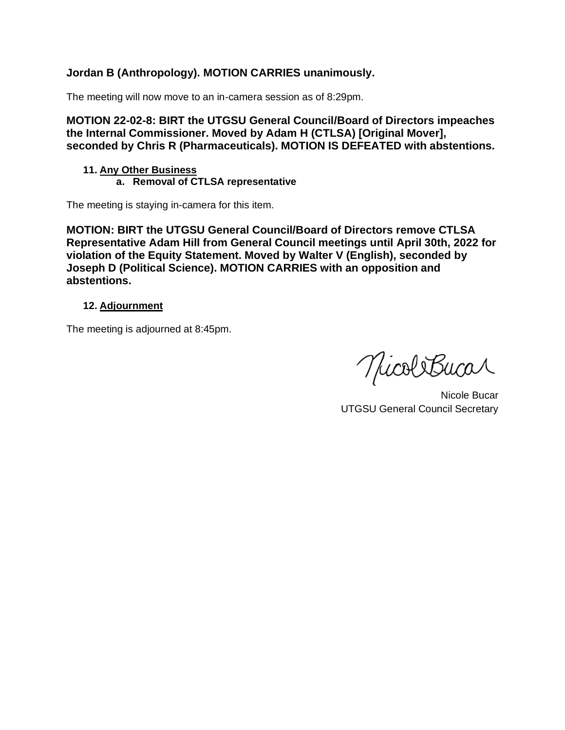**Jordan B (Anthropology). MOTION CARRIES unanimously.**

The meeting will now move to an in-camera session as of 8:29pm.

**MOTION 22-02-8: BIRT the UTGSU General Council/Board of Directors impeaches the Internal Commissioner. Moved by Adam H (CTLSA) [Original Mover], seconded by Chris R (Pharmaceuticals). MOTION IS DEFEATED with abstentions.**

**11. Any Other Business**

**a. Removal of CTLSA representative**

The meeting is staying in-camera for this item.

**MOTION: BIRT the UTGSU General Council/Board of Directors remove CTLSA Representative Adam Hill from General Council meetings until April 30th, 2022 for violation of the Equity Statement. Moved by Walter V (English), seconded by Joseph D (Political Science). MOTION CARRIES with an opposition and abstentions.**

**12. Adjournment**

The meeting is adjourned at 8:45pm.

Nicole Bucar
UTGSU General Council Secretary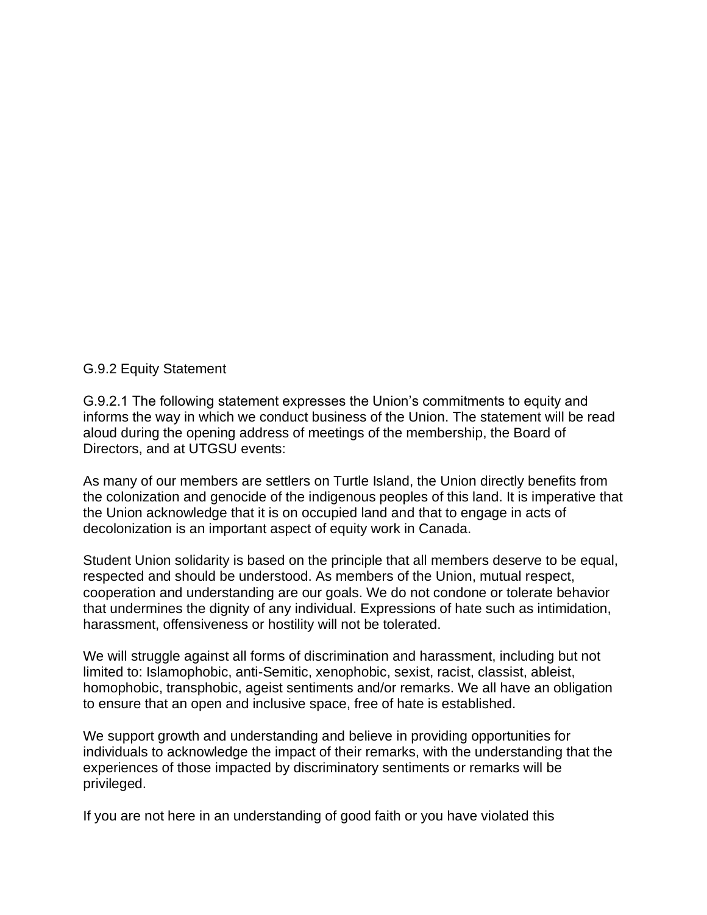G.9.2 Equity Statement

G.9.2.1 The following statement expresses the Union’s commitments to equity and informs the way in which we conduct business of the Union. The statement will be read aloud during the opening address of meetings of the membership, the Board of Directors, and at UTGSU events:

As many of our members are settlers on Turtle Island, the Union directly benefits from the colonization and genocide of the indigenous peoples of this land. It is imperative that the Union acknowledge that it is on occupied land and that to engage in acts of decolonization is an important aspect of equity work in Canada.

Student Union solidarity is based on the principle that all members deserve to be equal, respected and should be understood. As members of the Union, mutual respect, cooperation and understanding are our goals. We do not condone or tolerate behavior that undermines the dignity of any individual. Expressions of hate such as intimidation, harassment, offensiveness or hostility will not be tolerated.

We will struggle against all forms of discrimination and harassment, including but not limited to: Islamophobic, anti-Semitic, xenophobic, sexist, racist, classist, ableist, homophobic, transphobic, ageist sentiments and/or remarks. We all have an obligation to ensure that an open and inclusive space, free of hate is established.

We support growth and understanding and believe in providing opportunities for individuals to acknowledge the impact of their remarks, with the understanding that the experiences of those impacted by discriminatory sentiments or remarks will be privileged.

If you are not here in an understanding of good faith or you have violated this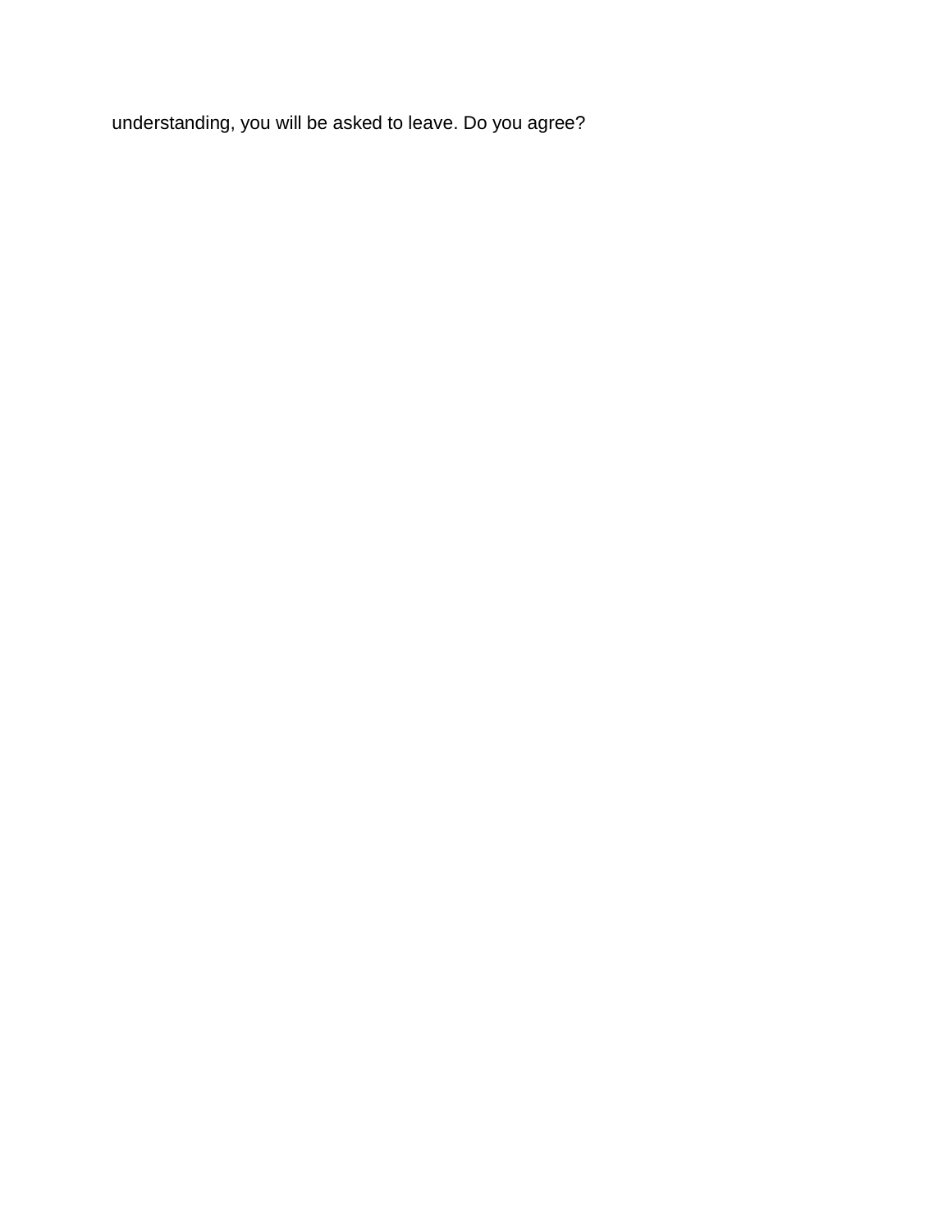understanding, you will be asked to leave. Do you agree?